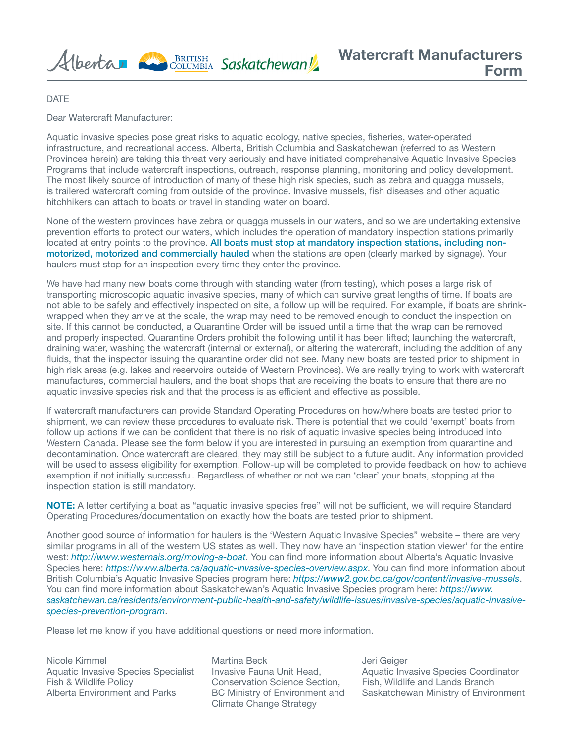# Watercraft Manufacturers Form

DATE

Dear Watercraft Manufacturer:

Aquatic invasive species pose great risks to aquatic ecology, native species, fisheries, water-operated infrastructure, and recreational access. Alberta, British Columbia and Saskatchewan (referred to as Western Provinces herein) are taking this threat very seriously and have initiated comprehensive Aquatic Invasive Species Programs that include watercraft inspections, outreach, response planning, monitoring and policy development. The most likely source of introduction of many of these high risk species, such as zebra and quagga mussels, is trailered watercraft coming from outside of the province. Invasive mussels, fish diseases and other aquatic hitchhikers can attach to boats or travel in standing water on board.

None of the western provinces have zebra or quagga mussels in our waters, and so we are undertaking extensive prevention efforts to protect our waters, which includes the operation of mandatory inspection stations primarily located at entry points to the province. **All boats must stop at mandatory inspection stations, including non-motorized, motorized and commercially hauled** when the stations are open (clearly marked by signage). Your haulers must stop for an inspection every time they enter the province.

We have had many new boats come through with standing water (from testing), which poses a large risk of transporting microscopic aquatic invasive species, many of which can survive great lengths of time. If boats are not able to be safely and effectively inspected on site, a follow up will be required. For example, if boats are shrink-wrapped when they arrive at the scale, the wrap may need to be removed enough to conduct the inspection on site. If this cannot be conducted, a Quarantine Order will be issued until a time that the wrap can be removed and properly inspected. Quarantine Orders prohibit the following until it has been lifted; launching the watercraft, draining water, washing the watercraft (internal or external), or altering the watercraft, including the addition of any fluids, that the inspector issuing the quarantine order did not see. Many new boats are tested prior to shipment in high risk areas (e.g. lakes and reservoirs outside of Western Provinces). We are really trying to work with watercraft manufactures, commercial haulers, and the boat shops that are receiving the boats to ensure that there are no aquatic invasive species risk and that the process is as efficient and effective as possible.

If watercraft manufacturers can provide Standard Operating Procedures on how/where boats are tested prior to shipment, we can review these procedures to evaluate risk. There is potential that we could 'exempt' boats from follow up actions if we can be confident that there is no risk of aquatic invasive species being introduced into Western Canada. Please see the form below if you are interested in pursuing an exemption from quarantine and decontamination. Once watercraft are cleared, they may still be subject to a future audit. Any information provided will be used to assess eligibility for exemption. Follow-up will be completed to provide feedback on how to achieve exemption if not initially successful. Regardless of whether or not we can 'clear' your boats, stopping at the inspection station is still mandatory.

**NOTE:** A letter certifying a boat as "aquatic invasive species free" will not be sufficient, we will require Standard Operating Procedures/documentation on exactly how the boats are tested prior to shipment.

Another good source of information for haulers is the 'Western Aquatic Invasive Species" website – there are very similar programs in all of the western US states as well. They now have an 'inspection station viewer' for the entire west: *http://www.westernais.org/moving-a-boat*. You can find more information about Alberta's Aquatic Invasive Species here: *https://www.alberta.ca/aquatic-invasive-species-overview.aspx*. You can find more information about British Columbia's Aquatic Invasive Species program here: *https://www2.gov.bc.ca/gov/content/invasive-mussels*. You can find more information about Saskatchewan's Aquatic Invasive Species program here: *https://www.saskatchewan.ca/residents/environment-public-health-and-safety/wildlife-issues/invasive-species/aquatic-invasive-species-prevention-program*.

Please let me know if you have additional questions or need more information.

Nicole Kimmel
Aquatic Invasive Species Specialist
Fish & Wildlife Policy
Alberta Environment and Parks

Martina Beck
Invasive Fauna Unit Head,
Conservation Science Section,
BC Ministry of Environment and Climate Change Strategy

Jeri Geiger
Aquatic Invasive Species Coordinator
Fish, Wildlife and Lands Branch
Saskatchewan Ministry of Environment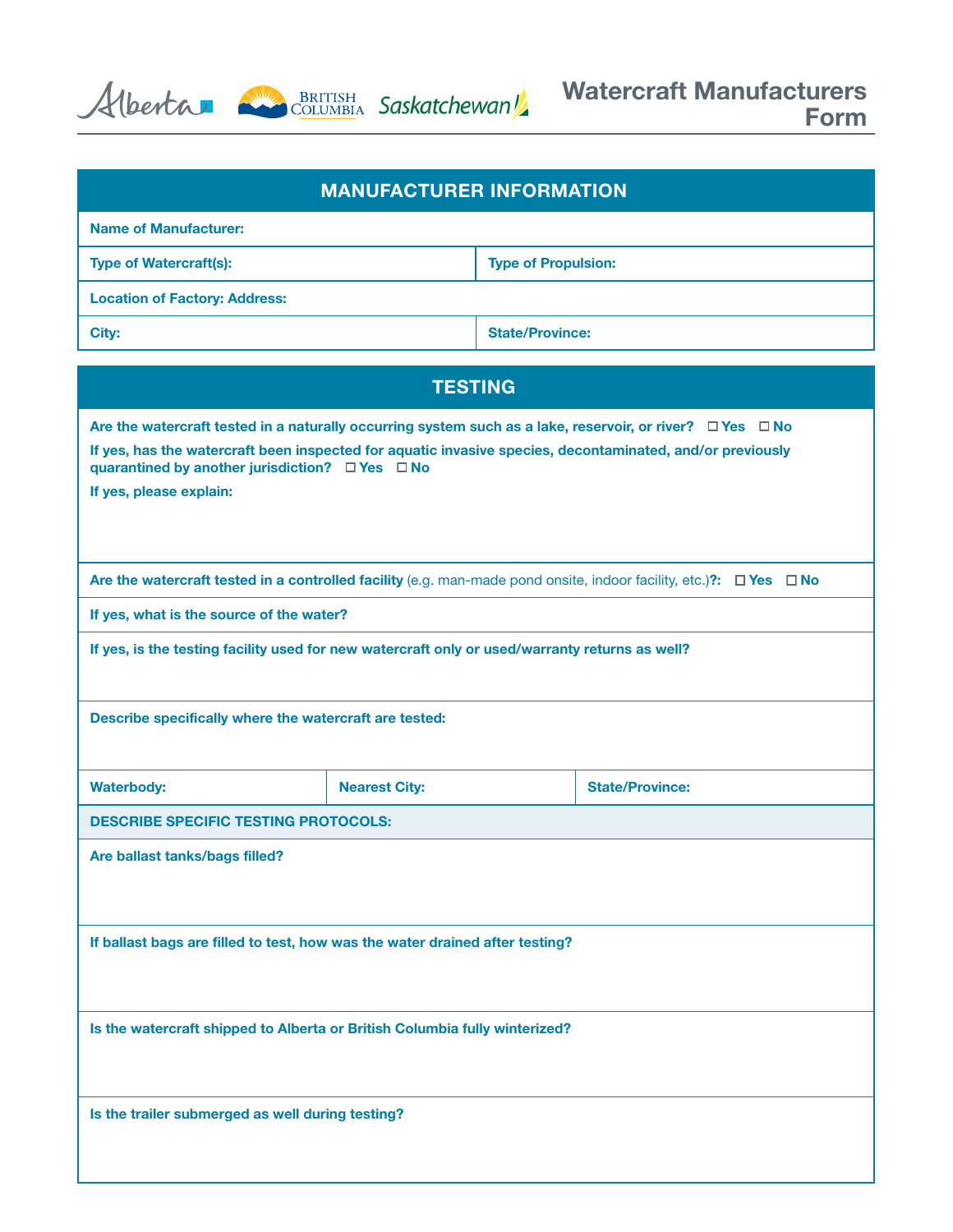Alberta | British Columbia | Saskatchewan

# Watercraft Manufacturers Form

## MANUFACTURER INFORMATION

| Name of Manufacturer: | |
|---|---|
| **Type of Watercraft(s):** | **Type of Propulsion:** |
| **Location of Factory: Address:** | |
| **City:** | **State/Province:** |

## TESTING

**Are the watercraft tested in a naturally occurring system such as a lake, reservoir, or river?** ☐ Yes ☐ No

**If yes, has the watercraft been inspected for aquatic invasive species, decontaminated, and/or previously quarantined by another jurisdiction?** ☐ Yes ☐ No

**If yes, please explain:**

**Are the watercraft tested in a controlled facility** (e.g. man-made pond onsite, indoor facility, etc.)**?:** ☐ Yes ☐ No

**If yes, what is the source of the water?**

**If yes, is the testing facility used for new watercraft only or used/warranty returns as well?**

**Describe specifically where the watercraft are tested:**

| Waterbody: | Nearest City: | State/Province: |
|---|---|---|

**DESCRIBE SPECIFIC TESTING PROTOCOLS:**

**Are ballast tanks/bags filled?**

**If ballast bags are filled to test, how was the water drained after testing?**

**Is the watercraft shipped to Alberta or British Columbia fully winterized?**

**Is the trailer submerged as well during testing?**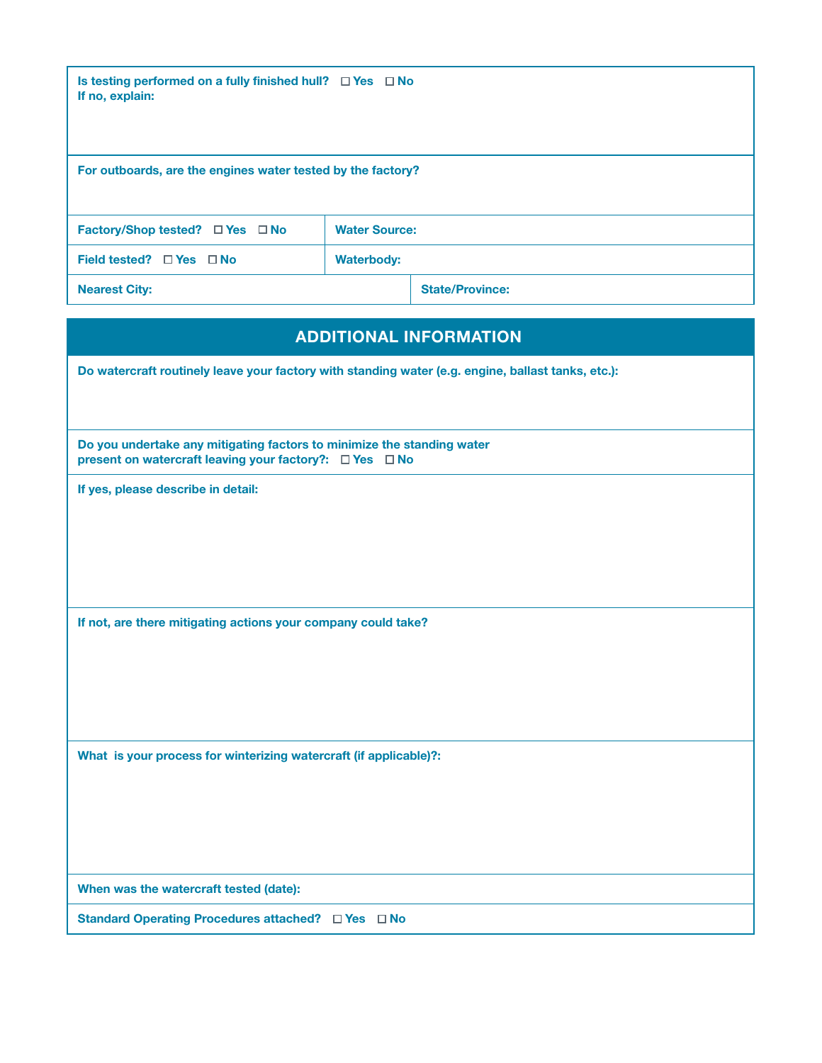**Is testing performed on a fully finished hull?** ☐ Yes ☐ No
**If no, explain:**

**For outboards, are the engines water tested by the factory?**

| | |
|---|---|
| **Factory/Shop tested?** ☐ Yes ☐ No | **Water Source:** |
| **Field tested?** ☐ Yes ☐ No | **Waterbody:** |
| **Nearest City:** | **State/Province:** |

## ADDITIONAL INFORMATION

**Do watercraft routinely leave your factory with standing water (e.g. engine, ballast tanks, etc.):**

**Do you undertake any mitigating factors to minimize the standing water present on watercraft leaving your factory?:** ☐ Yes ☐ No

**If yes, please describe in detail:**

**If not, are there mitigating actions your company could take?**

**What is your process for winterizing watercraft (if applicable)?:**

**When was the watercraft tested (date):**

**Standard Operating Procedures attached?** ☐ Yes ☐ No